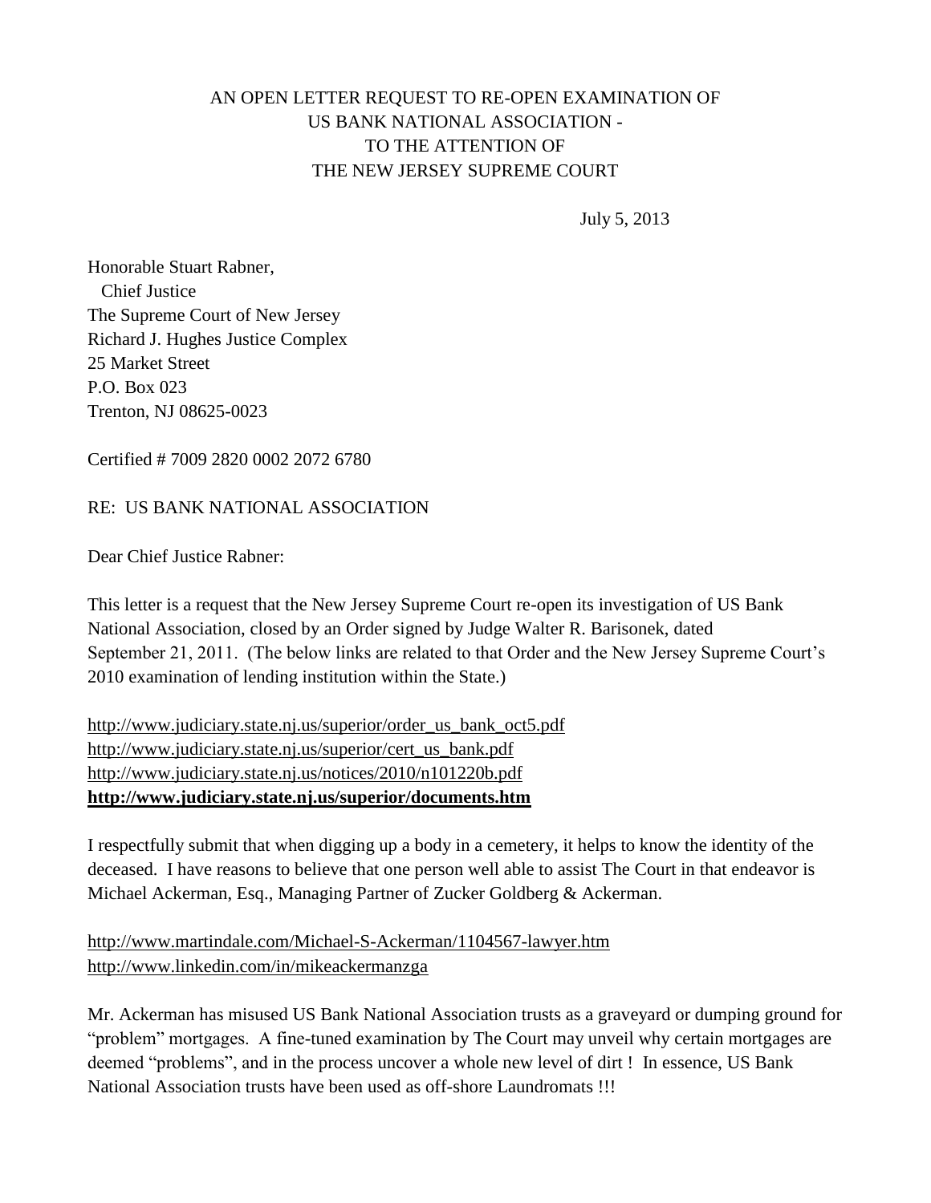# AN OPEN LETTER REQUEST TO RE-OPEN EXAMINATION OF US BANK NATIONAL ASSOCIATION - TO THE ATTENTION OF THE NEW JERSEY SUPREME COURT

July 5, 2013

Honorable Stuart Rabner,
Chief Justice
The Supreme Court of New Jersey
Richard J. Hughes Justice Complex
25 Market Street
P.O. Box 023
Trenton, NJ 08625-0023

Certified # 7009 2820 0002 2072 6780

RE: US BANK NATIONAL ASSOCIATION

Dear Chief Justice Rabner:

This letter is a request that the New Jersey Supreme Court re-open its investigation of US Bank National Association, closed by an Order signed by Judge Walter R. Barisonek, dated September 21, 2011. (The below links are related to that Order and the New Jersey Supreme Court's 2010 examination of lending institution within the State.)

http://www.judiciary.state.nj.us/superior/order_us_bank_oct5.pdf
http://www.judiciary.state.nj.us/superior/cert_us_bank.pdf
http://www.judiciary.state.nj.us/notices/2010/n101220b.pdf
**http://www.judiciary.state.nj.us/superior/documents.htm**

I respectfully submit that when digging up a body in a cemetery, it helps to know the identity of the deceased. I have reasons to believe that one person well able to assist The Court in that endeavor is Michael Ackerman, Esq., Managing Partner of Zucker Goldberg & Ackerman.

http://www.martindale.com/Michael-S-Ackerman/1104567-lawyer.htm
http://www.linkedin.com/in/mikeackermanzga

Mr. Ackerman has misused US Bank National Association trusts as a graveyard or dumping ground for "problem" mortgages. A fine-tuned examination by The Court may unveil why certain mortgages are deemed "problems", and in the process uncover a whole new level of dirt ! In essence, US Bank National Association trusts have been used as off-shore Laundromats !!!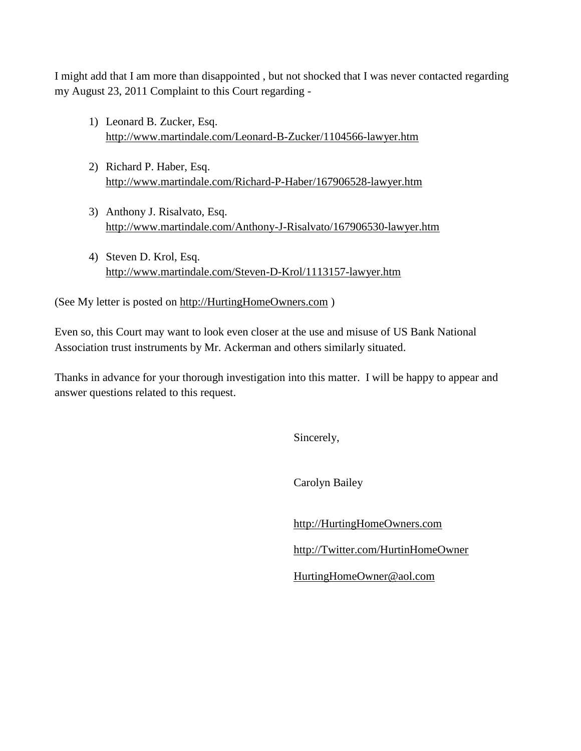I might add that I am more than disappointed , but not shocked that I was never contacted regarding my August 23, 2011 Complaint to this Court regarding -

1) Leonard B. Zucker, Esq.
   http://www.martindale.com/Leonard-B-Zucker/1104566-lawyer.htm

2) Richard P. Haber, Esq.
   http://www.martindale.com/Richard-P-Haber/167906528-lawyer.htm

3) Anthony J. Risalvato, Esq.
   http://www.martindale.com/Anthony-J-Risalvato/167906530-lawyer.htm

4) Steven D. Krol, Esq.
   http://www.martindale.com/Steven-D-Krol/1113157-lawyer.htm

(See My letter is posted on http://HurtingHomeOwners.com )

Even so, this Court may want to look even closer at the use and misuse of US Bank National Association trust instruments by Mr. Ackerman and others similarly situated.

Thanks in advance for your thorough investigation into this matter. I will be happy to appear and answer questions related to this request.

Sincerely,

Carolyn Bailey

http://HurtingHomeOwners.com

http://Twitter.com/HurtinHomeOwner

HurtingHomeOwner@aol.com